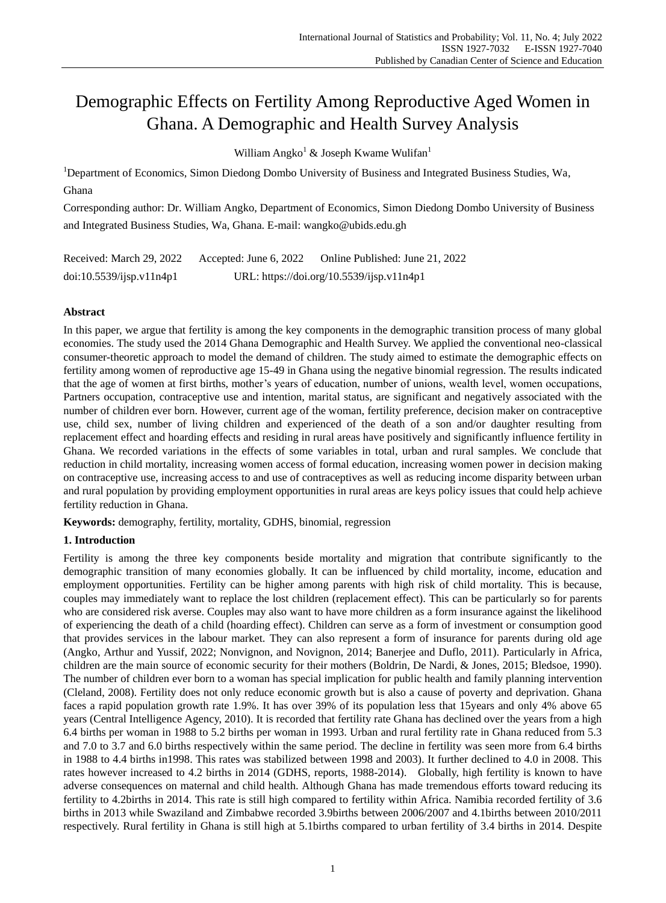# Demographic Effects on Fertility Among Reproductive Aged Women in Ghana. A Demographic and Health Survey Analysis

William Angko[1] & Joseph Kwame Wulifan[1]

[1]Department of Economics, Simon Diedong Dombo University of Business and Integrated Business Studies, Wa, Ghana

Corresponding author: Dr. William Angko, Department of Economics, Simon Diedong Dombo University of Business and Integrated Business Studies, Wa, Ghana. E-mail: wangko@ubids.edu.gh

Received: March 29, 2022 Accepted: June 6, 2022 Online Published: June 21, 2022

doi:10.5539/ijsp.v11n4p1 URL: https://doi.org/10.5539/ijsp.v11n4p1

**Abstract**

In this paper, we argue that fertility is among the key components in the demographic transition process of many global economies. The study used the 2014 Ghana Demographic and Health Survey. We applied the conventional neo-classical consumer-theoretic approach to model the demand of children. The study aimed to estimate the demographic effects on fertility among women of reproductive age 15-49 in Ghana using the negative binomial regression. The results indicated that the age of women at first births, mother's years of education, number of unions, wealth level, women occupations, Partners occupation, contraceptive use and intention, marital status, are significant and negatively associated with the number of children ever born. However, current age of the woman, fertility preference, decision maker on contraceptive use, child sex, number of living children and experienced of the death of a son and/or daughter resulting from replacement effect and hoarding effects and residing in rural areas have positively and significantly influence fertility in Ghana. We recorded variations in the effects of some variables in total, urban and rural samples. We conclude that reduction in child mortality, increasing women access of formal education, increasing women power in decision making on contraceptive use, increasing access to and use of contraceptives as well as reducing income disparity between urban and rural population by providing employment opportunities in rural areas are keys policy issues that could help achieve fertility reduction in Ghana.

**Keywords:** demography, fertility, mortality, GDHS, binomial, regression

## 1. Introduction

Fertility is among the three key components beside mortality and migration that contribute significantly to the demographic transition of many economies globally. It can be influenced by child mortality, income, education and employment opportunities. Fertility can be higher among parents with high risk of child mortality. This is because, couples may immediately want to replace the lost children (replacement effect). This can be particularly so for parents who are considered risk averse. Couples may also want to have more children as a form insurance against the likelihood of experiencing the death of a child (hoarding effect). Children can serve as a form of investment or consumption good that provides services in the labour market. They can also represent a form of insurance for parents during old age (Angko, Arthur and Yussif, 2022; Nonvignon, and Novignon, 2014; Banerjee and Duflo, 2011). Particularly in Africa, children are the main source of economic security for their mothers (Boldrin, De Nardi, & Jones, 2015; Bledsoe, 1990). The number of children ever born to a woman has special implication for public health and family planning intervention (Cleland, 2008). Fertility does not only reduce economic growth but is also a cause of poverty and deprivation. Ghana faces a rapid population growth rate 1.9%. It has over 39% of its population less that 15years and only 4% above 65 years (Central Intelligence Agency, 2010). It is recorded that fertility rate Ghana has declined over the years from a high 6.4 births per woman in 1988 to 5.2 births per woman in 1993. Urban and rural fertility rate in Ghana reduced from 5.3 and 7.0 to 3.7 and 6.0 births respectively within the same period. The decline in fertility was seen more from 6.4 births in 1988 to 4.4 births in1998. This rates was stabilized between 1998 and 2003). It further declined to 4.0 in 2008. This rates however increased to 4.2 births in 2014 (GDHS, reports, 1988-2014). Globally, high fertility is known to have adverse consequences on maternal and child health. Although Ghana has made tremendous efforts toward reducing its fertility to 4.2births in 2014. This rate is still high compared to fertility within Africa. Namibia recorded fertility of 3.6 births in 2013 while Swaziland and Zimbabwe recorded 3.9births between 2006/2007 and 4.1births between 2010/2011 respectively. Rural fertility in Ghana is still high at 5.1births compared to urban fertility of 3.4 births in 2014. Despite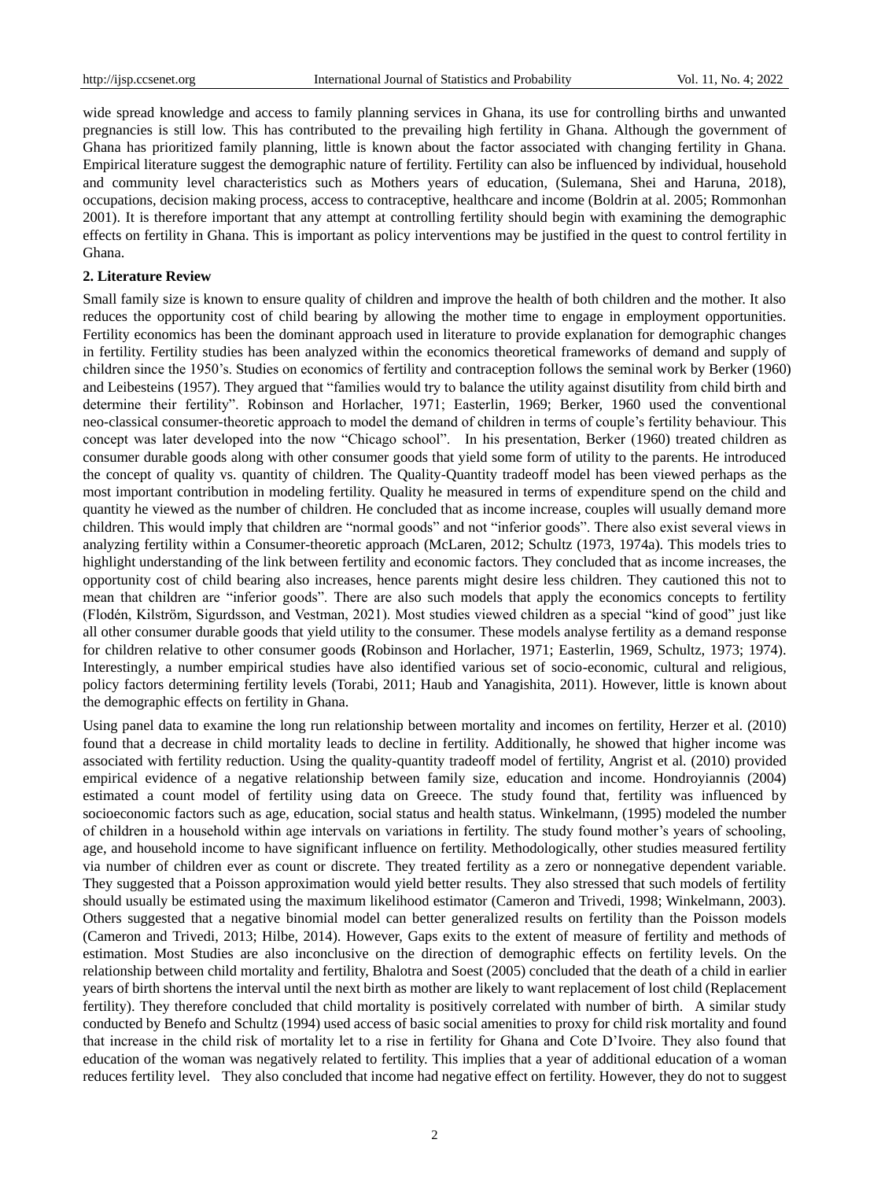wide spread knowledge and access to family planning services in Ghana, its use for controlling births and unwanted pregnancies is still low. This has contributed to the prevailing high fertility in Ghana. Although the government of Ghana has prioritized family planning, little is known about the factor associated with changing fertility in Ghana. Empirical literature suggest the demographic nature of fertility. Fertility can also be influenced by individual, household and community level characteristics such as Mothers years of education, (Sulemana, Shei and Haruna, 2018), occupations, decision making process, access to contraceptive, healthcare and income (Boldrin at al. 2005; Rommonhan 2001). It is therefore important that any attempt at controlling fertility should begin with examining the demographic effects on fertility in Ghana. This is important as policy interventions may be justified in the quest to control fertility in Ghana.

## 2. Literature Review

Small family size is known to ensure quality of children and improve the health of both children and the mother. It also reduces the opportunity cost of child bearing by allowing the mother time to engage in employment opportunities. Fertility economics has been the dominant approach used in literature to provide explanation for demographic changes in fertility. Fertility studies has been analyzed within the economics theoretical frameworks of demand and supply of children since the 1950's. Studies on economics of fertility and contraception follows the seminal work by Berker (1960) and Leibesteins (1957). They argued that "families would try to balance the utility against disutility from child birth and determine their fertility". Robinson and Horlacher, 1971; Easterlin, 1969; Berker, 1960 used the conventional neo-classical consumer-theoretic approach to model the demand of children in terms of couple's fertility behaviour. This concept was later developed into the now "Chicago school". In his presentation, Berker (1960) treated children as consumer durable goods along with other consumer goods that yield some form of utility to the parents. He introduced the concept of quality vs. quantity of children. The Quality-Quantity tradeoff model has been viewed perhaps as the most important contribution in modeling fertility. Quality he measured in terms of expenditure spend on the child and quantity he viewed as the number of children. He concluded that as income increase, couples will usually demand more children. This would imply that children are "normal goods" and not "inferior goods". There also exist several views in analyzing fertility within a Consumer-theoretic approach (McLaren, 2012; Schultz (1973, 1974a). This models tries to highlight understanding of the link between fertility and economic factors. They concluded that as income increases, the opportunity cost of child bearing also increases, hence parents might desire less children. They cautioned this not to mean that children are "inferior goods". There are also such models that apply the economics concepts to fertility (Flodén, Kilström, Sigurdsson, and Vestman, 2021). Most studies viewed children as a special "kind of good" just like all other consumer durable goods that yield utility to the consumer. These models analyse fertility as a demand response for children relative to other consumer goods **(**Robinson and Horlacher, 1971; Easterlin, 1969, Schultz, 1973; 1974). Interestingly, a number empirical studies have also identified various set of socio-economic, cultural and religious, policy factors determining fertility levels (Torabi, 2011; Haub and Yanagishita, 2011). However, little is known about the demographic effects on fertility in Ghana.

Using panel data to examine the long run relationship between mortality and incomes on fertility, Herzer et al. (2010) found that a decrease in child mortality leads to decline in fertility. Additionally, he showed that higher income was associated with fertility reduction. Using the quality-quantity tradeoff model of fertility, Angrist et al. (2010) provided empirical evidence of a negative relationship between family size, education and income. Hondroyiannis (2004) estimated a count model of fertility using data on Greece. The study found that, fertility was influenced by socioeconomic factors such as age, education, social status and health status. Winkelmann, (1995) modeled the number of children in a household within age intervals on variations in fertility. The study found mother's years of schooling, age, and household income to have significant influence on fertility. Methodologically, other studies measured fertility via number of children ever as count or discrete. They treated fertility as a zero or nonnegative dependent variable. They suggested that a Poisson approximation would yield better results. They also stressed that such models of fertility should usually be estimated using the maximum likelihood estimator (Cameron and Trivedi, 1998; Winkelmann, 2003). Others suggested that a negative binomial model can better generalized results on fertility than the Poisson models (Cameron and Trivedi, 2013; Hilbe, 2014). However, Gaps exits to the extent of measure of fertility and methods of estimation. Most Studies are also inconclusive on the direction of demographic effects on fertility levels. On the relationship between child mortality and fertility, Bhalotra and Soest (2005) concluded that the death of a child in earlier years of birth shortens the interval until the next birth as mother are likely to want replacement of lost child (Replacement fertility). They therefore concluded that child mortality is positively correlated with number of birth. A similar study conducted by Benefo and Schultz (1994) used access of basic social amenities to proxy for child risk mortality and found that increase in the child risk of mortality let to a rise in fertility for Ghana and Cote D'Ivoire. They also found that education of the woman was negatively related to fertility. This implies that a year of additional education of a woman reduces fertility level. They also concluded that income had negative effect on fertility. However, they do not to suggest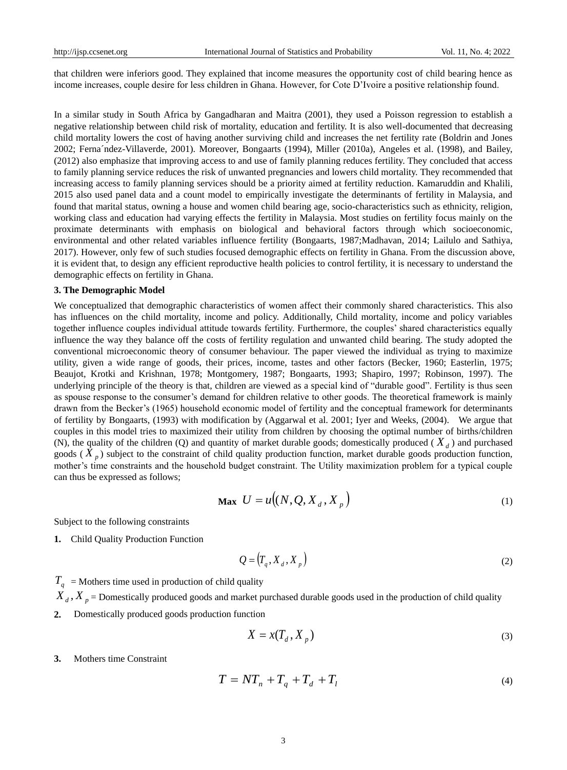that children were inferiors good. They explained that income measures the opportunity cost of child bearing hence as income increases, couple desire for less children in Ghana. However, for Cote D'Ivoire a positive relationship found.

In a similar study in South Africa by Gangadharan and Maitra (2001), they used a Poisson regression to establish a negative relationship between child risk of mortality, education and fertility. It is also well-documented that decreasing child mortality lowers the cost of having another surviving child and increases the net fertility rate (Boldrin and Jones 2002; Ferna´ndez-Villaverde, 2001). Moreover, Bongaarts (1994), Miller (2010a), Angeles et al. (1998), and Bailey, (2012) also emphasize that improving access to and use of family planning reduces fertility. They concluded that access to family planning service reduces the risk of unwanted pregnancies and lowers child mortality. They recommended that increasing access to family planning services should be a priority aimed at fertility reduction. Kamaruddin and Khalili, 2015 also used panel data and a count model to empirically investigate the determinants of fertility in Malaysia, and found that marital status, owning a house and women child bearing age, socio-characteristics such as ethnicity, religion, working class and education had varying effects the fertility in Malaysia. Most studies on fertility focus mainly on the proximate determinants with emphasis on biological and behavioral factors through which socioeconomic, environmental and other related variables influence fertility (Bongaarts, 1987;Madhavan, 2014; Lailulo and Sathiya, 2017). However, only few of such studies focused demographic effects on fertility in Ghana. From the discussion above, it is evident that, to design any efficient reproductive health policies to control fertility, it is necessary to understand the demographic effects on fertility in Ghana.

## 3. The Demographic Model

We conceptualized that demographic characteristics of women affect their commonly shared characteristics. This also has influences on the child mortality, income and policy. Additionally, Child mortality, income and policy variables together influence couples individual attitude towards fertility. Furthermore, the couples' shared characteristics equally influence the way they balance off the costs of fertility regulation and unwanted child bearing. The study adopted the conventional microeconomic theory of consumer behaviour. The paper viewed the individual as trying to maximize utility, given a wide range of goods, their prices, income, tastes and other factors (Becker, 1960; Easterlin, 1975; Beaujot, Krotki and Krishnan, 1978; Montgomery, 1987; Bongaarts, 1993; Shapiro, 1997; Robinson, 1997). The underlying principle of the theory is that, children are viewed as a special kind of "durable good". Fertility is thus seen as spouse response to the consumer's demand for children relative to other goods. The theoretical framework is mainly drawn from the Becker's (1965) household economic model of fertility and the conceptual framework for determinants of fertility by Bongaarts, (1993) with modification by (Aggarwal et al. 2001; Iyer and Weeks, (2004). We argue that couples in this model tries to maximized their utility from children by choosing the optimal number of births/children (N), the quality of the children (Q) and quantity of market durable goods; domestically produced ( $X_d$ ) and purchased goods ( $X_p$ ) subject to the constraint of child quality production function, market durable goods production function, mother's time constraints and the household budget constraint. The Utility maximization problem for a typical couple can thus be expressed as follows;

$$\textbf{Max} \;\; U = u\big((N, Q, X_d, X_p\big) \tag{1}$$

Subject to the following constraints

**1.** Child Quality Production Function

$$Q = \big(T_q, X_d, X_p\big) \tag{2}$$

$T_q$ = Mothers time used in production of child quality

$X_d, X_p$ = Domestically produced goods and market purchased durable goods used in the production of child quality

**2.** Domestically produced goods production function

$$X = x(T_d, X_p) \tag{3}$$

**3.** Mothers time Constraint

$$T = NT_n + T_q + T_d + T_l \tag{4}$$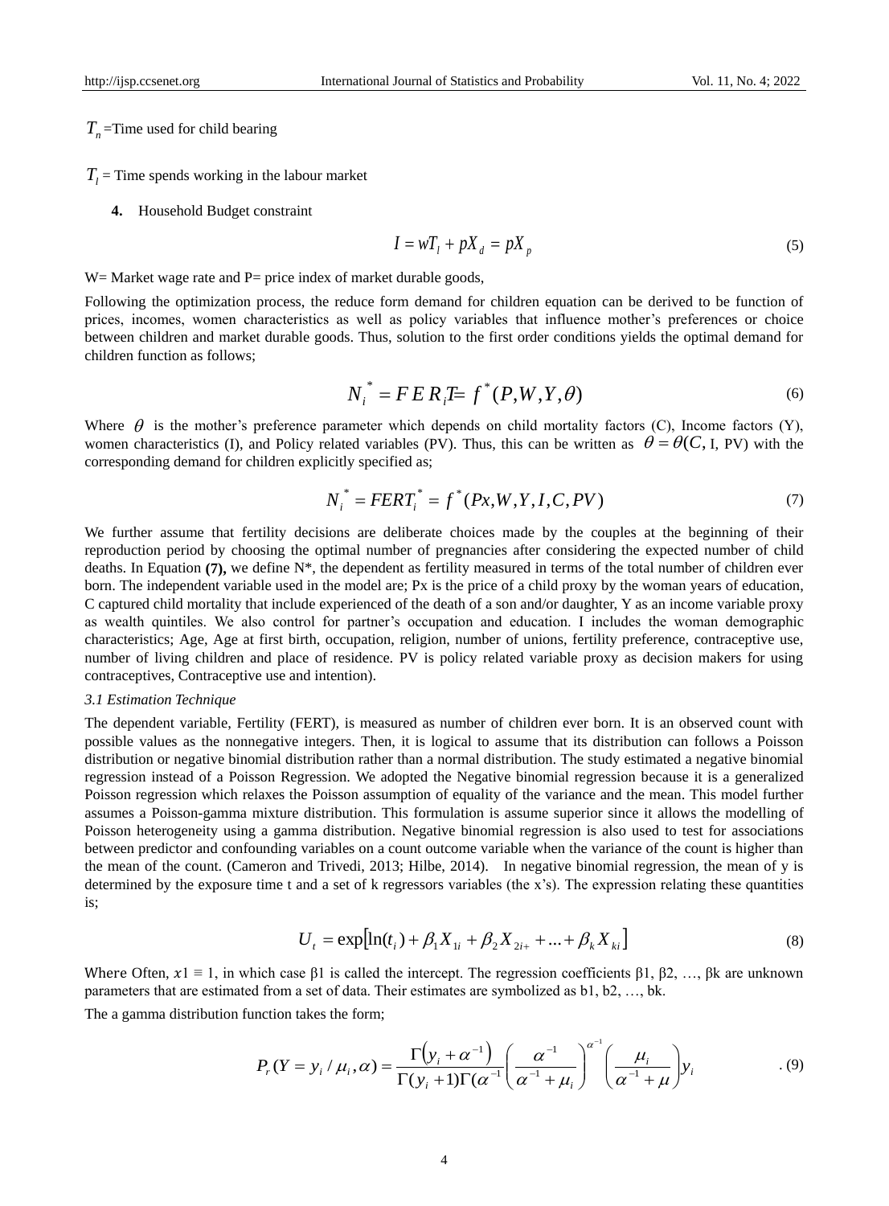$T_n$ =Time used for child bearing

$T_l$ = Time spends working in the labour market

4. Household Budget constraint

$$I = wT_l + pX_d = pX_p \tag{5}$$

W= Market wage rate and P= price index of market durable goods,

Following the optimization process, the reduce form demand for children equation can be derived to be function of prices, incomes, women characteristics as well as policy variables that influence mother's preferences or choice between children and market durable goods. Thus, solution to the first order conditions yields the optimal demand for children function as follows;

$$N_i^* = FERT_i = f^*(P, W, Y, \theta) \tag{6}$$

Where $\theta$ is the mother's preference parameter which depends on child mortality factors (C), Income factors (Y), women characteristics (I), and Policy related variables (PV). Thus, this can be written as $\theta = \theta(C,$ I, PV) with the corresponding demand for children explicitly specified as;

$$N_i^* = FERT_i^* = f^*(Px, W, Y, I, C, PV) \tag{7}$$

We further assume that fertility decisions are deliberate choices made by the couples at the beginning of their reproduction period by choosing the optimal number of pregnancies after considering the expected number of child deaths. In Equation **(7),** we define N\*, the dependent as fertility measured in terms of the total number of children ever born. The independent variable used in the model are; Px is the price of a child proxy by the woman years of education, C captured child mortality that include experienced of the death of a son and/or daughter, Y as an income variable proxy as wealth quintiles. We also control for partner's occupation and education. I includes the woman demographic characteristics; Age, Age at first birth, occupation, religion, number of unions, fertility preference, contraceptive use, number of living children and place of residence. PV is policy related variable proxy as decision makers for using contraceptives, Contraceptive use and intention).

### *3.1 Estimation Technique*

The dependent variable, Fertility (FERT), is measured as number of children ever born. It is an observed count with possible values as the nonnegative integers. Then, it is logical to assume that its distribution can follows a Poisson distribution or negative binomial distribution rather than a normal distribution. The study estimated a negative binomial regression instead of a Poisson Regression. We adopted the Negative binomial regression because it is a generalized Poisson regression which relaxes the Poisson assumption of equality of the variance and the mean. This model further assumes a Poisson-gamma mixture distribution. This formulation is assume superior since it allows the modelling of Poisson heterogeneity using a gamma distribution. Negative binomial regression is also used to test for associations between predictor and confounding variables on a count outcome variable when the variance of the count is higher than the mean of the count. (Cameron and Trivedi, 2013; Hilbe, 2014). In negative binomial regression, the mean of y is determined by the exposure time t and a set of k regressors variables (the x's). The expression relating these quantities is;

$$U_t = \exp\left[\ln(t_i) + \beta_1 X_{1i} + \beta_2 X_{2i+} + \ldots + \beta_k X_{ki}\right] \tag{8}$$

Where Often, $x1 \equiv 1$, in which case β1 is called the intercept. The regression coefficients β1, β2, …, βk are unknown parameters that are estimated from a set of data. Their estimates are symbolized as b1, b2, …, bk.

The a gamma distribution function takes the form;

$$P_r(Y = y_i / \mu_i, \alpha) = \frac{\Gamma\left(y_i + \alpha^{-1}\right)}{\Gamma(y_i + 1)\Gamma(\alpha^{-1}}\left(\frac{\alpha^{-1}}{\alpha^{-1} + \mu_i}\right)^{\alpha^{-1}}\left(\frac{\mu_i}{\alpha^{-1} + \mu}\right) y_i \tag{9}$$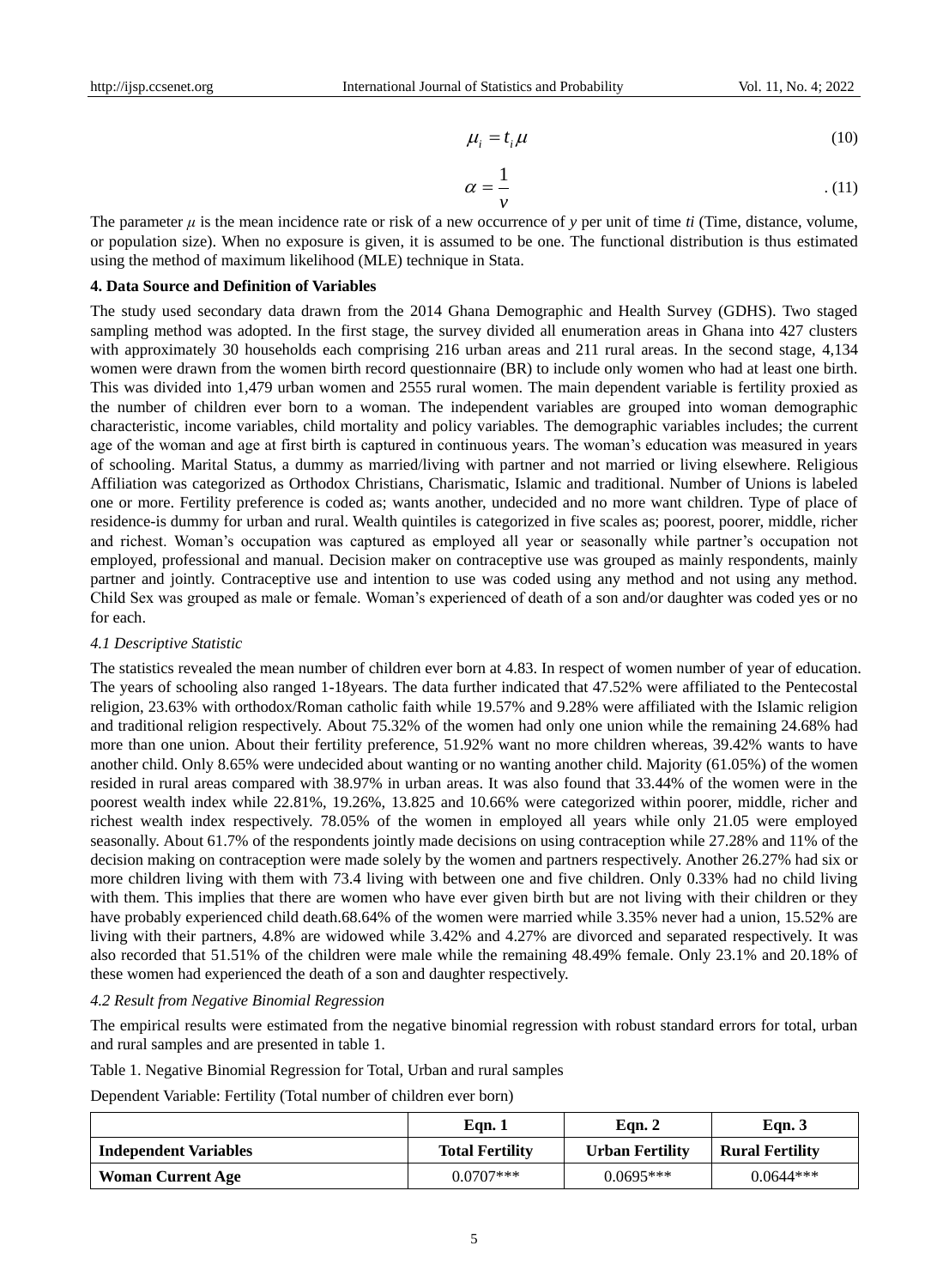$$\mu_i = t_i \mu \tag{10}$$

$$\alpha = \frac{1}{v} \tag{11}$$

The parameter $\mu$ is the mean incidence rate or risk of a new occurrence of $y$ per unit of time $ti$ (Time, distance, volume, or population size). When no exposure is given, it is assumed to be one. The functional distribution is thus estimated using the method of maximum likelihood (MLE) technique in Stata.

## 4. Data Source and Definition of Variables

The study used secondary data drawn from the 2014 Ghana Demographic and Health Survey (GDHS). Two staged sampling method was adopted. In the first stage, the survey divided all enumeration areas in Ghana into 427 clusters with approximately 30 households each comprising 216 urban areas and 211 rural areas. In the second stage, 4,134 women were drawn from the women birth record questionnaire (BR) to include only women who had at least one birth. This was divided into 1,479 urban women and 2555 rural women. The main dependent variable is fertility proxied as the number of children ever born to a woman. The independent variables are grouped into woman demographic characteristic, income variables, child mortality and policy variables. The demographic variables includes; the current age of the woman and age at first birth is captured in continuous years. The woman's education was measured in years of schooling. Marital Status, a dummy as married/living with partner and not married or living elsewhere. Religious Affiliation was categorized as Orthodox Christians, Charismatic, Islamic and traditional. Number of Unions is labeled one or more. Fertility preference is coded as; wants another, undecided and no more want children. Type of place of residence-is dummy for urban and rural. Wealth quintiles is categorized in five scales as; poorest, poorer, middle, richer and richest. Woman's occupation was captured as employed all year or seasonally while partner's occupation not employed, professional and manual. Decision maker on contraceptive use was grouped as mainly respondents, mainly partner and jointly. Contraceptive use and intention to use was coded using any method and not using any method. Child Sex was grouped as male or female. Woman's experienced of death of a son and/or daughter was coded yes or no for each.

### *4.1 Descriptive Statistic*

The statistics revealed the mean number of children ever born at 4.83. In respect of women number of year of education. The years of schooling also ranged 1-18years. The data further indicated that 47.52% were affiliated to the Pentecostal religion, 23.63% with orthodox/Roman catholic faith while 19.57% and 9.28% were affiliated with the Islamic religion and traditional religion respectively. About 75.32% of the women had only one union while the remaining 24.68% had more than one union. About their fertility preference, 51.92% want no more children whereas, 39.42% wants to have another child. Only 8.65% were undecided about wanting or no wanting another child. Majority (61.05%) of the women resided in rural areas compared with 38.97% in urban areas. It was also found that 33.44% of the women were in the poorest wealth index while 22.81%, 19.26%, 13.825 and 10.66% were categorized within poorer, middle, richer and richest wealth index respectively. 78.05% of the women in employed all years while only 21.05 were employed seasonally. About 61.7% of the respondents jointly made decisions on using contraception while 27.28% and 11% of the decision making on contraception were made solely by the women and partners respectively. Another 26.27% had six or more children living with them with 73.4 living with between one and five children. Only 0.33% had no child living with them. This implies that there are women who have ever given birth but are not living with their children or they have probably experienced child death.68.64% of the women were married while 3.35% never had a union, 15.52% are living with their partners, 4.8% are widowed while 3.42% and 4.27% are divorced and separated respectively. It was also recorded that 51.51% of the children were male while the remaining 48.49% female. Only 23.1% and 20.18% of these women had experienced the death of a son and daughter respectively.

### *4.2 Result from Negative Binomial Regression*

The empirical results were estimated from the negative binomial regression with robust standard errors for total, urban and rural samples and are presented in table 1.

Table 1. Negative Binomial Regression for Total, Urban and rural samples

Dependent Variable: Fertility (Total number of children ever born)

| | **Eqn. 1** | **Eqn. 2** | **Eqn. 3** |
|---|---|---|---|
| **Independent Variables** | **Total Fertility** | **Urban Fertility** | **Rural Fertility** |
| **Woman Current Age** | 0.0707*** | 0.0695*** | 0.0644*** |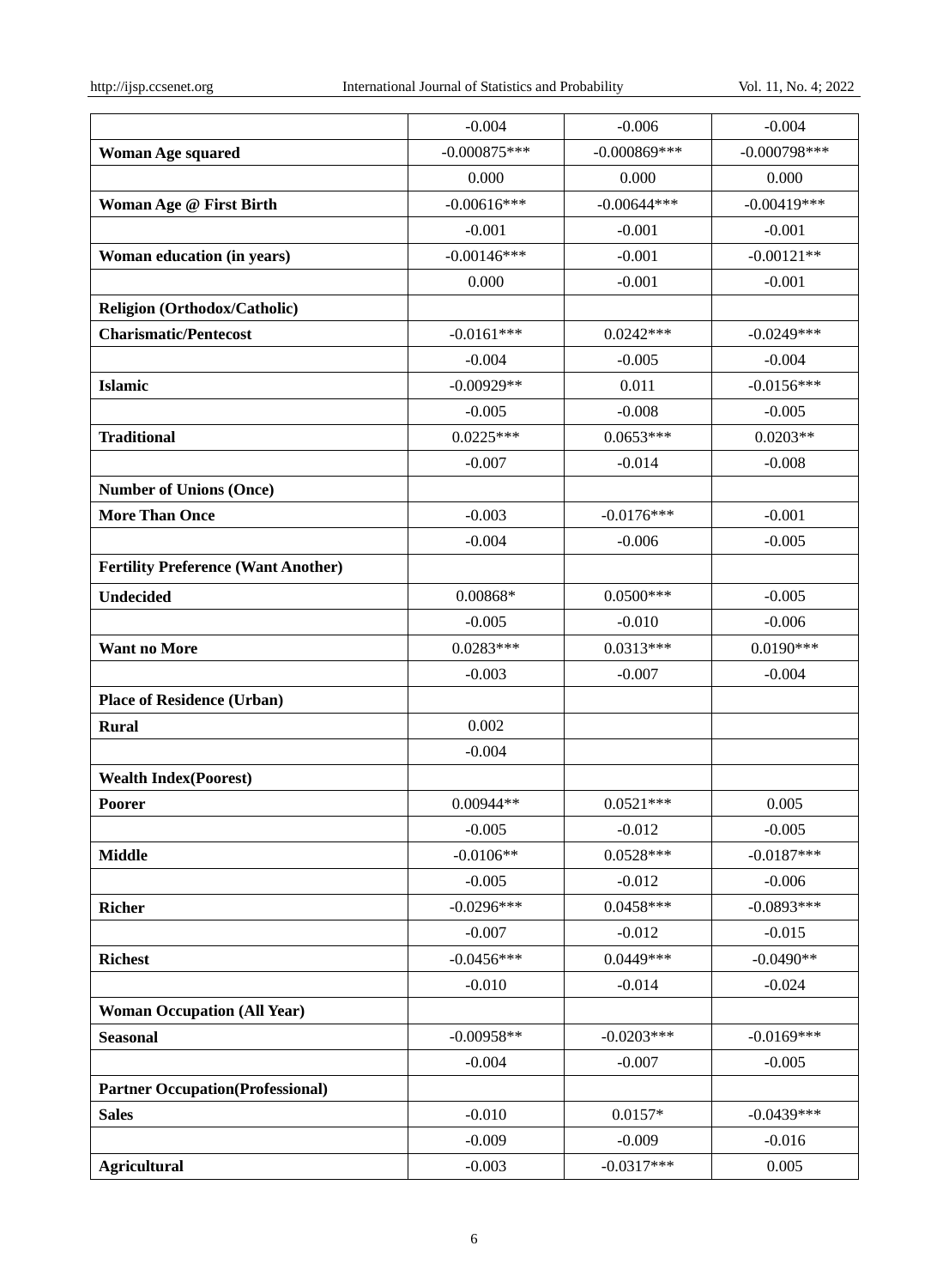| | | | |
|---|---|---|---|
| | -0.004 | -0.006 | -0.004 |
| **Woman Age squared** | -0.000875*** | -0.000869*** | -0.000798*** |
| | 0.000 | 0.000 | 0.000 |
| **Woman Age @ First Birth** | -0.00616*** | -0.00644*** | -0.00419*** |
| | -0.001 | -0.001 | -0.001 |
| **Woman education (in years)** | -0.00146*** | -0.001 | -0.00121** |
| | 0.000 | -0.001 | -0.001 |
| **Religion (Orthodox/Catholic)** | | | |
| **Charismatic/Pentecost** | -0.0161*** | 0.0242*** | -0.0249*** |
| | -0.004 | -0.005 | -0.004 |
| **Islamic** | -0.00929** | 0.011 | -0.0156*** |
| | -0.005 | -0.008 | -0.005 |
| **Traditional** | 0.0225*** | 0.0653*** | 0.0203** |
| | -0.007 | -0.014 | -0.008 |
| **Number of Unions (Once)** | | | |
| **More Than Once** | -0.003 | -0.0176*** | -0.001 |
| | -0.004 | -0.006 | -0.005 |
| **Fertility Preference (Want Another)** | | | |
| **Undecided** | 0.00868* | 0.0500*** | -0.005 |
| | -0.005 | -0.010 | -0.006 |
| **Want no More** | 0.0283*** | 0.0313*** | 0.0190*** |
| | -0.003 | -0.007 | -0.004 |
| **Place of Residence (Urban)** | | | |
| **Rural** | 0.002 | | |
| | -0.004 | | |
| **Wealth Index(Poorest)** | | | |
| **Poorer** | 0.00944** | 0.0521*** | 0.005 |
| | -0.005 | -0.012 | -0.005 |
| **Middle** | -0.0106** | 0.0528*** | -0.0187*** |
| | -0.005 | -0.012 | -0.006 |
| **Richer** | -0.0296*** | 0.0458*** | -0.0893*** |
| | -0.007 | -0.012 | -0.015 |
| **Richest** | -0.0456*** | 0.0449*** | -0.0490** |
| | -0.010 | -0.014 | -0.024 |
| **Woman Occupation (All Year)** | | | |
| **Seasonal** | -0.00958** | -0.0203*** | -0.0169*** |
| | -0.004 | -0.007 | -0.005 |
| **Partner Occupation(Professional)** | | | |
| **Sales** | -0.010 | 0.0157* | -0.0439*** |
| | -0.009 | -0.009 | -0.016 |
| **Agricultural** | -0.003 | -0.0317*** | 0.005 |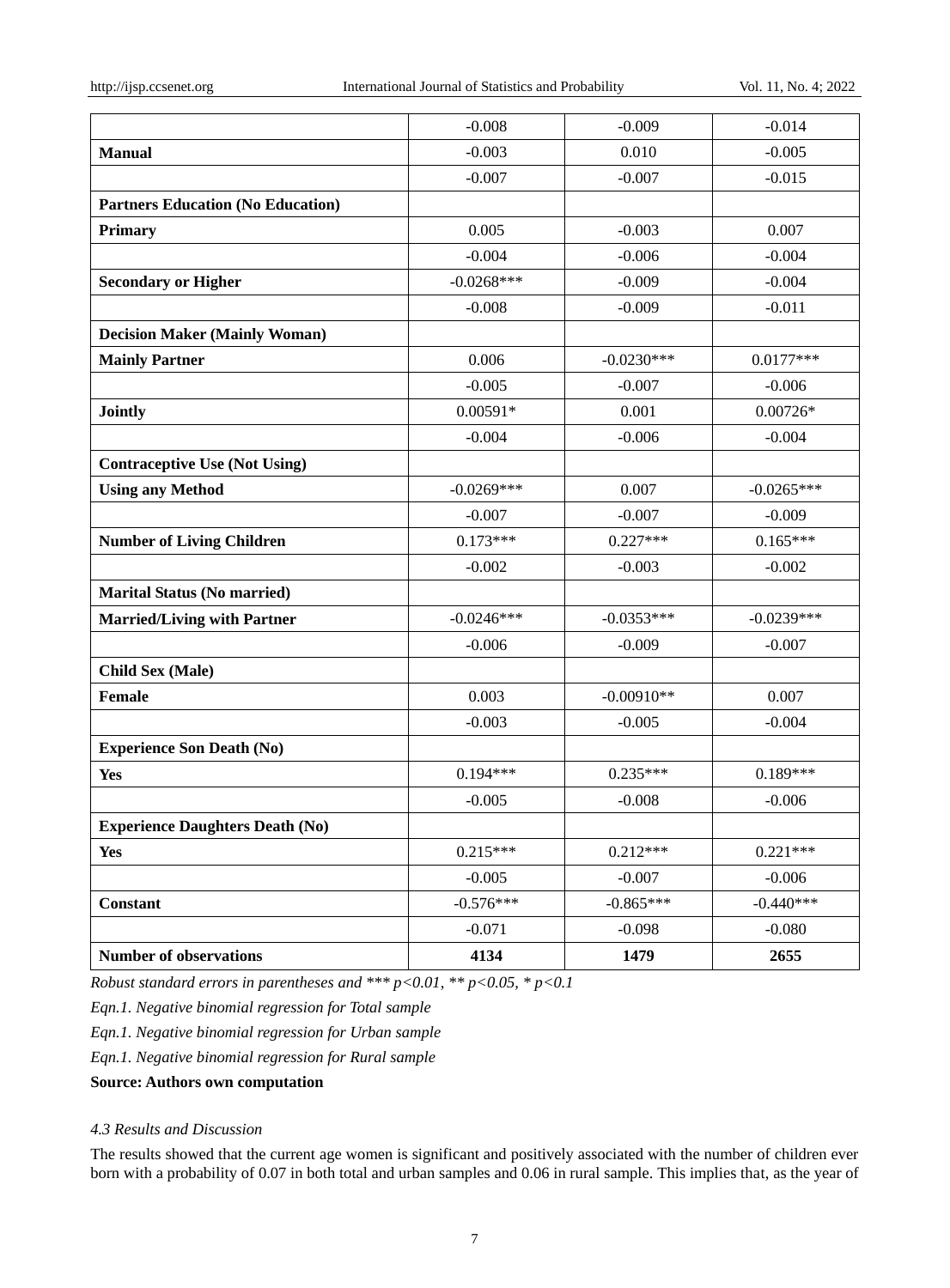|  |  |  |  |
|---|---|---|---|
|  | -0.008 | -0.009 | -0.014 |
| **Manual** | -0.003 | 0.010 | -0.005 |
|  | -0.007 | -0.007 | -0.015 |
| **Partners Education (No Education)** |  |  |  |
| **Primary** | 0.005 | -0.003 | 0.007 |
|  | -0.004 | -0.006 | -0.004 |
| **Secondary or Higher** | -0.0268*** | -0.009 | -0.004 |
|  | -0.008 | -0.009 | -0.011 |
| **Decision Maker (Mainly Woman)** |  |  |  |
| **Mainly Partner** | 0.006 | -0.0230*** | 0.0177*** |
|  | -0.005 | -0.007 | -0.006 |
| **Jointly** | 0.00591* | 0.001 | 0.00726* |
|  | -0.004 | -0.006 | -0.004 |
| **Contraceptive Use (Not Using)** |  |  |  |
| **Using any Method** | -0.0269*** | 0.007 | -0.0265*** |
|  | -0.007 | -0.007 | -0.009 |
| **Number of Living Children** | 0.173*** | 0.227*** | 0.165*** |
|  | -0.002 | -0.003 | -0.002 |
| **Marital Status (No married)** |  |  |  |
| **Married/Living with Partner** | -0.0246*** | -0.0353*** | -0.0239*** |
|  | -0.006 | -0.009 | -0.007 |
| **Child Sex (Male)** |  |  |  |
| **Female** | 0.003 | -0.00910** | 0.007 |
|  | -0.003 | -0.005 | -0.004 |
| **Experience Son Death (No)** |  |  |  |
| **Yes** | 0.194*** | 0.235*** | 0.189*** |
|  | -0.005 | -0.008 | -0.006 |
| **Experience Daughters Death (No)** |  |  |  |
| **Yes** | 0.215*** | 0.212*** | 0.221*** |
|  | -0.005 | -0.007 | -0.006 |
| **Constant** | -0.576*** | -0.865*** | -0.440*** |
|  | -0.071 | -0.098 | -0.080 |
| **Number of observations** | **4134** | **1479** | **2655** |

*Robust standard errors in parentheses and *** p<0.01, ** p<0.05, * p<0.1*

*Eqn.1. Negative binomial regression for Total sample*

*Eqn.1. Negative binomial regression for Urban sample*

*Eqn.1. Negative binomial regression for Rural sample*

**Source: Authors own computation**

#### *4.3 Results and Discussion*

The results showed that the current age women is significant and positively associated with the number of children ever born with a probability of 0.07 in both total and urban samples and 0.06 in rural sample. This implies that, as the year of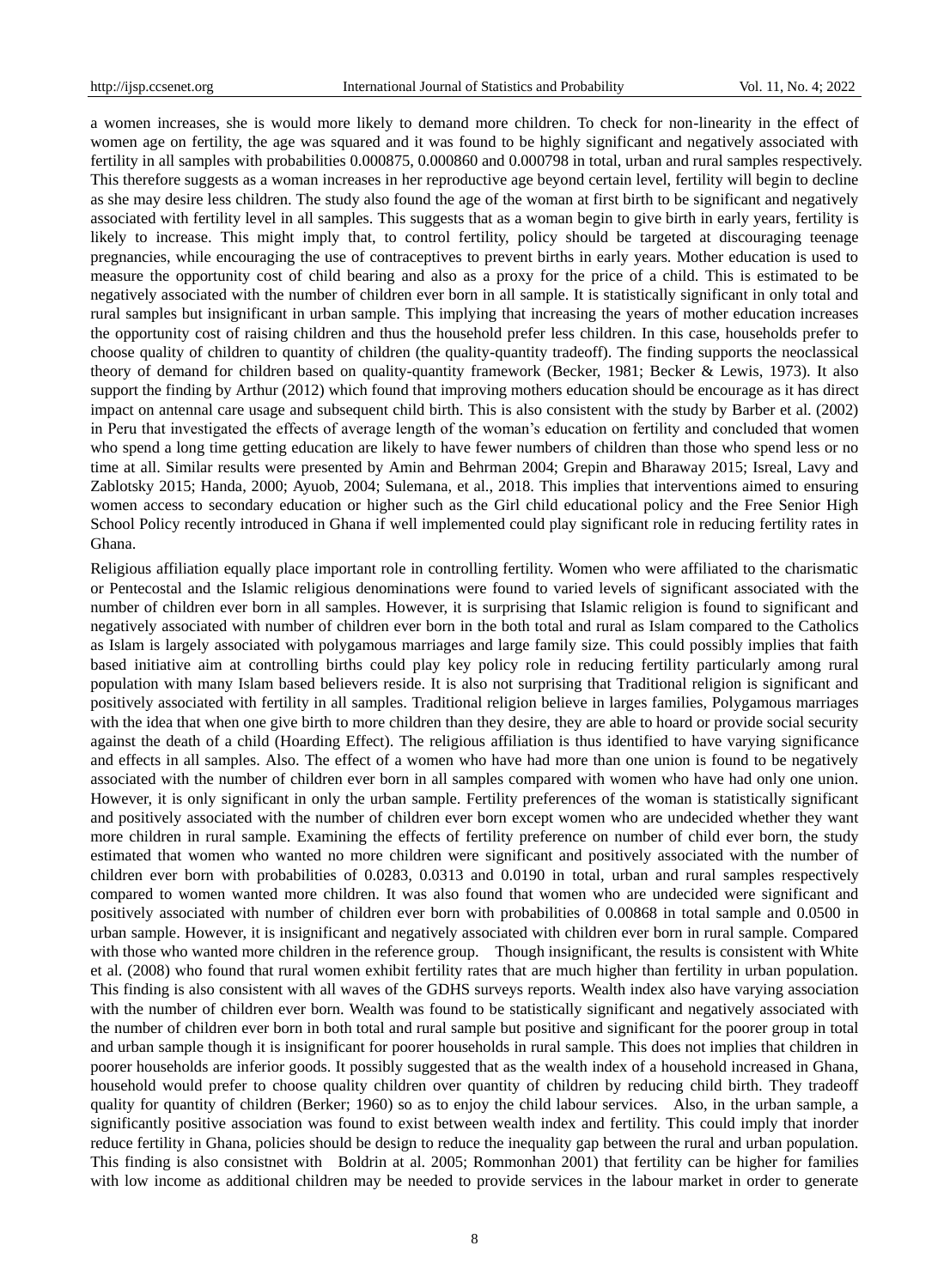a women increases, she is would more likely to demand more children. To check for non-linearity in the effect of women age on fertility, the age was squared and it was found to be highly significant and negatively associated with fertility in all samples with probabilities 0.000875, 0.000860 and 0.000798 in total, urban and rural samples respectively. This therefore suggests as a woman increases in her reproductive age beyond certain level, fertility will begin to decline as she may desire less children. The study also found the age of the woman at first birth to be significant and negatively associated with fertility level in all samples. This suggests that as a woman begin to give birth in early years, fertility is likely to increase. This might imply that, to control fertility, policy should be targeted at discouraging teenage pregnancies, while encouraging the use of contraceptives to prevent births in early years. Mother education is used to measure the opportunity cost of child bearing and also as a proxy for the price of a child. This is estimated to be negatively associated with the number of children ever born in all sample. It is statistically significant in only total and rural samples but insignificant in urban sample. This implying that increasing the years of mother education increases the opportunity cost of raising children and thus the household prefer less children. In this case, households prefer to choose quality of children to quantity of children (the quality-quantity tradeoff). The finding supports the neoclassical theory of demand for children based on quality-quantity framework (Becker, 1981; Becker & Lewis, 1973). It also support the finding by Arthur (2012) which found that improving mothers education should be encourage as it has direct impact on antennal care usage and subsequent child birth. This is also consistent with the study by Barber et al. (2002) in Peru that investigated the effects of average length of the woman's education on fertility and concluded that women who spend a long time getting education are likely to have fewer numbers of children than those who spend less or no time at all. Similar results were presented by Amin and Behrman 2004; Grepin and Bharaway 2015; Isreal, Lavy and Zablotsky 2015; Handa, 2000; Ayuob, 2004; Sulemana, et al., 2018. This implies that interventions aimed to ensuring women access to secondary education or higher such as the Girl child educational policy and the Free Senior High School Policy recently introduced in Ghana if well implemented could play significant role in reducing fertility rates in Ghana.

Religious affiliation equally place important role in controlling fertility. Women who were affiliated to the charismatic or Pentecostal and the Islamic religious denominations were found to varied levels of significant associated with the number of children ever born in all samples. However, it is surprising that Islamic religion is found to significant and negatively associated with number of children ever born in the both total and rural as Islam compared to the Catholics as Islam is largely associated with polygamous marriages and large family size. This could possibly implies that faith based initiative aim at controlling births could play key policy role in reducing fertility particularly among rural population with many Islam based believers reside. It is also not surprising that Traditional religion is significant and positively associated with fertility in all samples. Traditional religion believe in larges families, Polygamous marriages with the idea that when one give birth to more children than they desire, they are able to hoard or provide social security against the death of a child (Hoarding Effect). The religious affiliation is thus identified to have varying significance and effects in all samples. Also. The effect of a women who have had more than one union is found to be negatively associated with the number of children ever born in all samples compared with women who have had only one union. However, it is only significant in only the urban sample. Fertility preferences of the woman is statistically significant and positively associated with the number of children ever born except women who are undecided whether they want more children in rural sample. Examining the effects of fertility preference on number of child ever born, the study estimated that women who wanted no more children were significant and positively associated with the number of children ever born with probabilities of 0.0283, 0.0313 and 0.0190 in total, urban and rural samples respectively compared to women wanted more children. It was also found that women who are undecided were significant and positively associated with number of children ever born with probabilities of 0.00868 in total sample and 0.0500 in urban sample. However, it is insignificant and negatively associated with children ever born in rural sample. Compared with those who wanted more children in the reference group. Though insignificant, the results is consistent with White et al. (2008) who found that rural women exhibit fertility rates that are much higher than fertility in urban population. This finding is also consistent with all waves of the GDHS surveys reports. Wealth index also have varying association with the number of children ever born. Wealth was found to be statistically significant and negatively associated with the number of children ever born in both total and rural sample but positive and significant for the poorer group in total and urban sample though it is insignificant for poorer households in rural sample. This does not implies that children in poorer households are inferior goods. It possibly suggested that as the wealth index of a household increased in Ghana, household would prefer to choose quality children over quantity of children by reducing child birth. They tradeoff quality for quantity of children (Berker; 1960) so as to enjoy the child labour services. Also, in the urban sample, a significantly positive association was found to exist between wealth index and fertility. This could imply that inorder reduce fertility in Ghana, policies should be design to reduce the inequality gap between the rural and urban population. This finding is also consistnet with Boldrin at al. 2005; Rommonhan 2001) that fertility can be higher for families with low income as additional children may be needed to provide services in the labour market in order to generate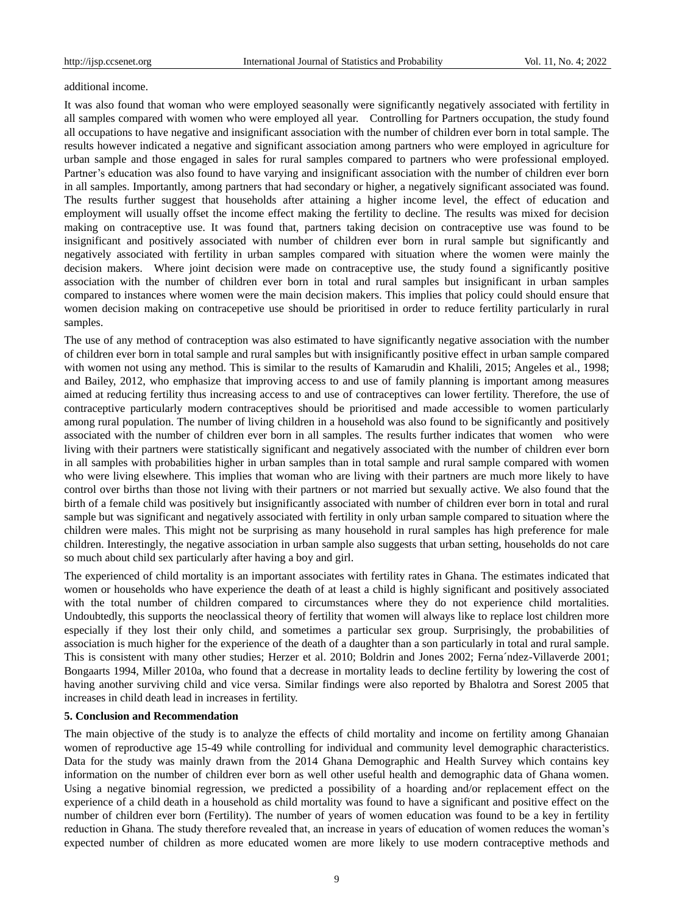additional income.

It was also found that woman who were employed seasonally were significantly negatively associated with fertility in all samples compared with women who were employed all year. Controlling for Partners occupation, the study found all occupations to have negative and insignificant association with the number of children ever born in total sample. The results however indicated a negative and significant association among partners who were employed in agriculture for urban sample and those engaged in sales for rural samples compared to partners who were professional employed. Partner's education was also found to have varying and insignificant association with the number of children ever born in all samples. Importantly, among partners that had secondary or higher, a negatively significant associated was found. The results further suggest that households after attaining a higher income level, the effect of education and employment will usually offset the income effect making the fertility to decline. The results was mixed for decision making on contraceptive use. It was found that, partners taking decision on contraceptive use was found to be insignificant and positively associated with number of children ever born in rural sample but significantly and negatively associated with fertility in urban samples compared with situation where the women were mainly the decision makers. Where joint decision were made on contraceptive use, the study found a significantly positive association with the number of children ever born in total and rural samples but insignificant in urban samples compared to instances where women were the main decision makers. This implies that policy could should ensure that women decision making on contracepetive use should be prioritised in order to reduce fertility particularly in rural samples.

The use of any method of contraception was also estimated to have significantly negative association with the number of children ever born in total sample and rural samples but with insignificantly positive effect in urban sample compared with women not using any method. This is similar to the results of Kamarudin and Khalili, 2015; Angeles et al., 1998; and Bailey, 2012, who emphasize that improving access to and use of family planning is important among measures aimed at reducing fertility thus increasing access to and use of contraceptives can lower fertility. Therefore, the use of contraceptive particularly modern contraceptives should be prioritised and made accessible to women particularly among rural population. The number of living children in a household was also found to be significantly and positively associated with the number of children ever born in all samples. The results further indicates that women who were living with their partners were statistically significant and negatively associated with the number of children ever born in all samples with probabilities higher in urban samples than in total sample and rural sample compared with women who were living elsewhere. This implies that woman who are living with their partners are much more likely to have control over births than those not living with their partners or not married but sexually active. We also found that the birth of a female child was positively but insignificantly associated with number of children ever born in total and rural sample but was significant and negatively associated with fertility in only urban sample compared to situation where the children were males. This might not be surprising as many household in rural samples has high preference for male children. Interestingly, the negative association in urban sample also suggests that urban setting, households do not care so much about child sex particularly after having a boy and girl.

The experienced of child mortality is an important associates with fertility rates in Ghana. The estimates indicated that women or households who have experience the death of at least a child is highly significant and positively associated with the total number of children compared to circumstances where they do not experience child mortalities. Undoubtedly, this supports the neoclassical theory of fertility that women will always like to replace lost children more especially if they lost their only child, and sometimes a particular sex group. Surprisingly, the probabilities of association is much higher for the experience of the death of a daughter than a son particularly in total and rural sample. This is consistent with many other studies; Herzer et al. 2010; Boldrin and Jones 2002; Ferna´ndez-Villaverde 2001; Bongaarts 1994, Miller 2010a, who found that a decrease in mortality leads to decline fertility by lowering the cost of having another surviving child and vice versa. Similar findings were also reported by Bhalotra and Sorest 2005 that increases in child death lead in increases in fertility.

## 5. Conclusion and Recommendation

The main objective of the study is to analyze the effects of child mortality and income on fertility among Ghanaian women of reproductive age 15-49 while controlling for individual and community level demographic characteristics. Data for the study was mainly drawn from the 2014 Ghana Demographic and Health Survey which contains key information on the number of children ever born as well other useful health and demographic data of Ghana women. Using a negative binomial regression, we predicted a possibility of a hoarding and/or replacement effect on the experience of a child death in a household as child mortality was found to have a significant and positive effect on the number of children ever born (Fertility). The number of years of women education was found to be a key in fertility reduction in Ghana. The study therefore revealed that, an increase in years of education of women reduces the woman's expected number of children as more educated women are more likely to use modern contraceptive methods and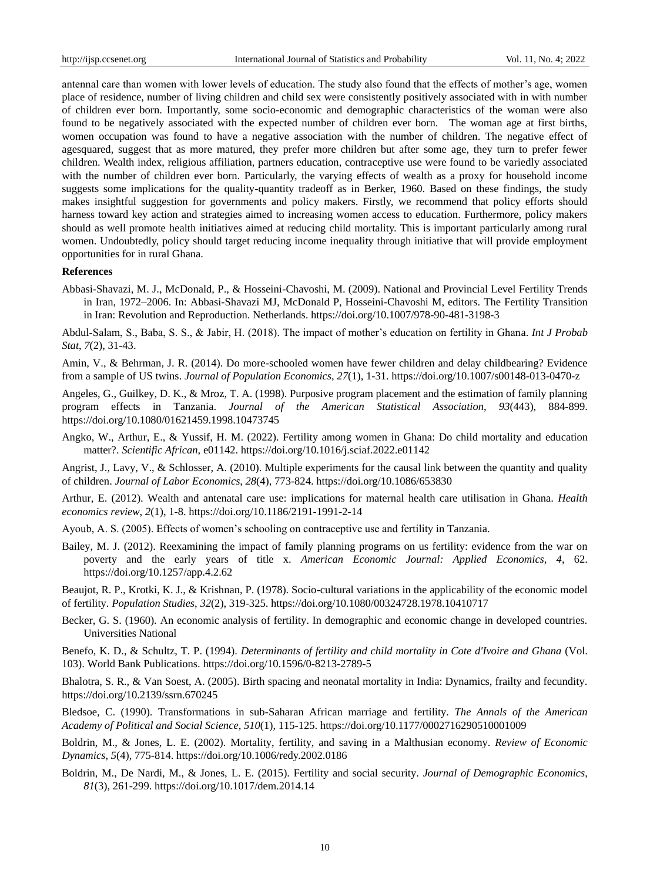antennal care than women with lower levels of education. The study also found that the effects of mother's age, women place of residence, number of living children and child sex were consistently positively associated with in with number of children ever born. Importantly, some socio-economic and demographic characteristics of the woman were also found to be negatively associated with the expected number of children ever born. The woman age at first births, women occupation was found to have a negative association with the number of children. The negative effect of agesquared, suggest that as more matured, they prefer more children but after some age, they turn to prefer fewer children. Wealth index, religious affiliation, partners education, contraceptive use were found to be variedly associated with the number of children ever born. Particularly, the varying effects of wealth as a proxy for household income suggests some implications for the quality-quantity tradeoff as in Berker, 1960. Based on these findings, the study makes insightful suggestion for governments and policy makers. Firstly, we recommend that policy efforts should harness toward key action and strategies aimed to increasing women access to education. Furthermore, policy makers should as well promote health initiatives aimed at reducing child mortality. This is important particularly among rural women. Undoubtedly, policy should target reducing income inequality through initiative that will provide employment opportunities for in rural Ghana.

**References**

Abbasi-Shavazi, M. J., McDonald, P., & Hosseini-Chavoshi, M. (2009). National and Provincial Level Fertility Trends in Iran, 1972–2006. In: Abbasi-Shavazi MJ, McDonald P, Hosseini-Chavoshi M, editors. The Fertility Transition in Iran: Revolution and Reproduction. Netherlands. https://doi.org/10.1007/978-90-481-3198-3

Abdul-Salam, S., Baba, S. S., & Jabir, H. (2018). The impact of mother's education on fertility in Ghana. *Int J Probab Stat*, *7*(2), 31-43.

Amin, V., & Behrman, J. R. (2014). Do more-schooled women have fewer children and delay childbearing? Evidence from a sample of US twins. *Journal of Population Economics*, *27*(1), 1-31. https://doi.org/10.1007/s00148-013-0470-z

Angeles, G., Guilkey, D. K., & Mroz, T. A. (1998). Purposive program placement and the estimation of family planning program effects in Tanzania. *Journal of the American Statistical Association*, *93*(443), 884-899. https://doi.org/10.1080/01621459.1998.10473745

Angko, W., Arthur, E., & Yussif, H. M. (2022). Fertility among women in Ghana: Do child mortality and education matter?. *Scientific African*, e01142. https://doi.org/10.1016/j.sciaf.2022.e01142

Angrist, J., Lavy, V., & Schlosser, A. (2010). Multiple experiments for the causal link between the quantity and quality of children. *Journal of Labor Economics*, *28*(4), 773-824. https://doi.org/10.1086/653830

Arthur, E. (2012). Wealth and antenatal care use: implications for maternal health care utilisation in Ghana. *Health economics review*, *2*(1), 1-8. https://doi.org/10.1186/2191-1991-2-14

Ayoub, A. S. (2005). Effects of women's schooling on contraceptive use and fertility in Tanzania.

Bailey, M. J. (2012). Reexamining the impact of family planning programs on us fertility: evidence from the war on poverty and the early years of title x. *American Economic Journal: Applied Economics*, *4*, 62. https://doi.org/10.1257/app.4.2.62

Beaujot, R. P., Krotki, K. J., & Krishnan, P. (1978). Socio-cultural variations in the applicability of the economic model of fertility. *Population Studies*, *32*(2), 319-325. https://doi.org/10.1080/00324728.1978.10410717

Becker, G. S. (1960). An economic analysis of fertility. In demographic and economic change in developed countries. Universities National

Benefo, K. D., & Schultz, T. P. (1994). *Determinants of fertility and child mortality in Cote d'Ivoire and Ghana* (Vol. 103). World Bank Publications. https://doi.org/10.1596/0-8213-2789-5

Bhalotra, S. R., & Van Soest, A. (2005). Birth spacing and neonatal mortality in India: Dynamics, frailty and fecundity. https://doi.org/10.2139/ssrn.670245

Bledsoe, C. (1990). Transformations in sub-Saharan African marriage and fertility. *The Annals of the American Academy of Political and Social Science*, *510*(1), 115-125. https://doi.org/10.1177/0002716290510001009

Boldrin, M., & Jones, L. E. (2002). Mortality, fertility, and saving in a Malthusian economy. *Review of Economic Dynamics*, *5*(4), 775-814. https://doi.org/10.1006/redy.2002.0186

Boldrin, M., De Nardi, M., & Jones, L. E. (2015). Fertility and social security. *Journal of Demographic Economics*, *81*(3), 261-299. https://doi.org/10.1017/dem.2014.14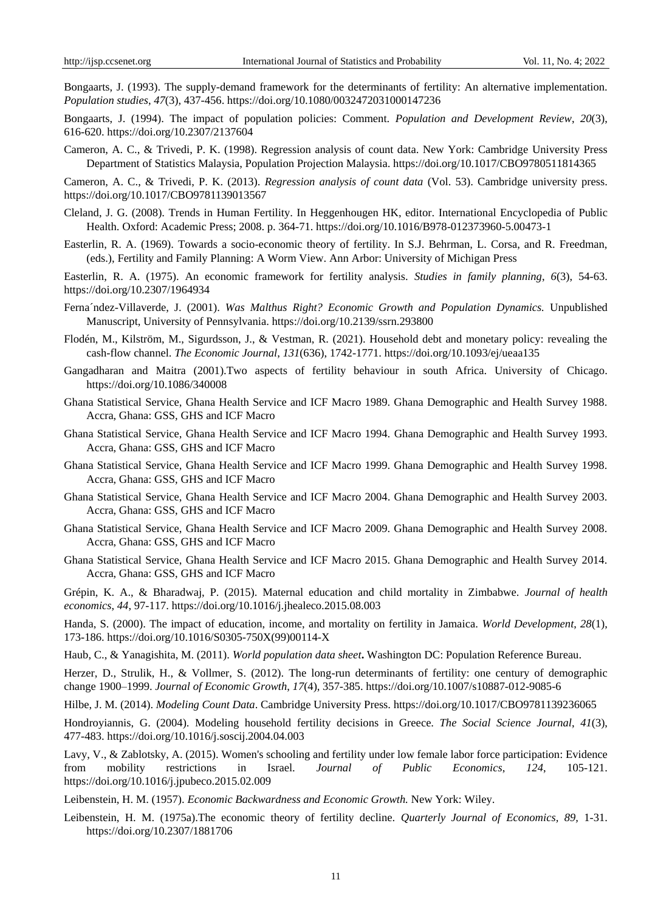Bongaarts, J. (1993). The supply-demand framework for the determinants of fertility: An alternative implementation. *Population studies*, *47*(3), 437-456. https://doi.org/10.1080/0032472031000147236

Bongaarts, J. (1994). The impact of population policies: Comment. *Population and Development Review*, *20*(3), 616-620. https://doi.org/10.2307/2137604

Cameron, A. C., & Trivedi, P. K. (1998). Regression analysis of count data. New York: Cambridge University Press Department of Statistics Malaysia, Population Projection Malaysia. https://doi.org/10.1017/CBO9780511814365

Cameron, A. C., & Trivedi, P. K. (2013). *Regression analysis of count data* (Vol. 53). Cambridge university press. https://doi.org/10.1017/CBO9781139013567

Cleland, J. G. (2008). Trends in Human Fertility. In Heggenhougen HK, editor. International Encyclopedia of Public Health. Oxford: Academic Press; 2008. p. 364-71. https://doi.org/10.1016/B978-012373960-5.00473-1

Easterlin, R. A. (1969). Towards a socio-economic theory of fertility. In S.J. Behrman, L. Corsa, and R. Freedman, (eds.), Fertility and Family Planning: A Worm View. Ann Arbor: University of Michigan Press

Easterlin, R. A. (1975). An economic framework for fertility analysis. *Studies in family planning*, *6*(3), 54-63. https://doi.org/10.2307/1964934

Ferna´ndez-Villaverde, J. (2001). *Was Malthus Right? Economic Growth and Population Dynamics.* Unpublished Manuscript, University of Pennsylvania. https://doi.org/10.2139/ssrn.293800

Flodén, M., Kilström, M., Sigurdsson, J., & Vestman, R. (2021). Household debt and monetary policy: revealing the cash-flow channel. *The Economic Journal*, *131*(636), 1742-1771. https://doi.org/10.1093/ej/ueaa135

Gangadharan and Maitra (2001).Two aspects of fertility behaviour in south Africa. University of Chicago. https://doi.org/10.1086/340008

Ghana Statistical Service, Ghana Health Service and ICF Macro 1989. Ghana Demographic and Health Survey 1988. Accra, Ghana: GSS, GHS and ICF Macro

Ghana Statistical Service, Ghana Health Service and ICF Macro 1994. Ghana Demographic and Health Survey 1993. Accra, Ghana: GSS, GHS and ICF Macro

Ghana Statistical Service, Ghana Health Service and ICF Macro 1999. Ghana Demographic and Health Survey 1998. Accra, Ghana: GSS, GHS and ICF Macro

Ghana Statistical Service, Ghana Health Service and ICF Macro 2004. Ghana Demographic and Health Survey 2003. Accra, Ghana: GSS, GHS and ICF Macro

Ghana Statistical Service, Ghana Health Service and ICF Macro 2009. Ghana Demographic and Health Survey 2008. Accra, Ghana: GSS, GHS and ICF Macro

Ghana Statistical Service, Ghana Health Service and ICF Macro 2015. Ghana Demographic and Health Survey 2014. Accra, Ghana: GSS, GHS and ICF Macro

Grépin, K. A., & Bharadwaj, P. (2015). Maternal education and child mortality in Zimbabwe. *Journal of health economics*, *44*, 97-117. https://doi.org/10.1016/j.jhealeco.2015.08.003

Handa, S. (2000). The impact of education, income, and mortality on fertility in Jamaica. *World Development*, *28*(1), 173-186. https://doi.org/10.1016/S0305-750X(99)00114-X

Haub, C., & Yanagishita, M. (2011). *World population data sheet***.** Washington DC: Population Reference Bureau.

Herzer, D., Strulik, H., & Vollmer, S. (2012). The long-run determinants of fertility: one century of demographic change 1900–1999. *Journal of Economic Growth*, *17*(4), 357-385. https://doi.org/10.1007/s10887-012-9085-6

Hilbe, J. M. (2014). *Modeling Count Data*. Cambridge University Press. https://doi.org/10.1017/CBO9781139236065

Hondroyiannis, G. (2004). Modeling household fertility decisions in Greece. *The Social Science Journal*, *41*(3), 477-483. https://doi.org/10.1016/j.soscij.2004.04.003

Lavy, V., & Zablotsky, A. (2015). Women's schooling and fertility under low female labor force participation: Evidence from mobility restrictions in Israel. *Journal of Public Economics*, *124*, 105-121. https://doi.org/10.1016/j.jpubeco.2015.02.009

Leibenstein, H. M. (1957). *Economic Backwardness and Economic Growth.* New York: Wiley.

Leibenstein, H. M. (1975a).The economic theory of fertility decline. *Quarterly Journal of Economics, 89,* 1-31. https://doi.org/10.2307/1881706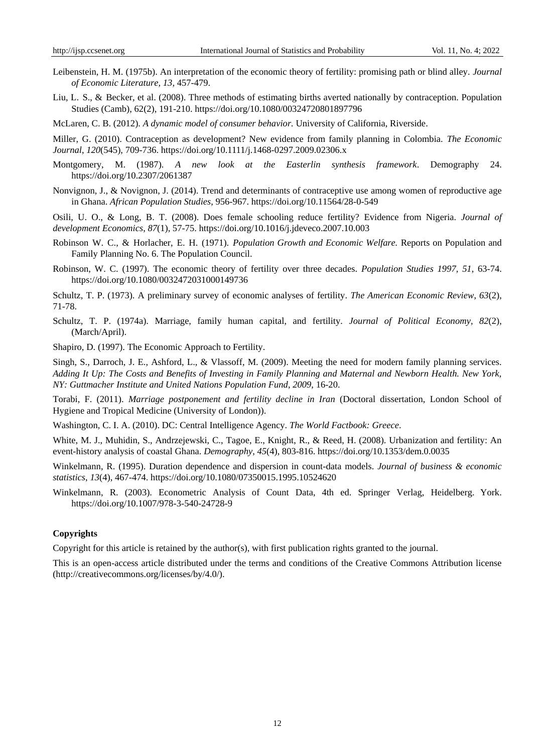Leibenstein, H. M. (1975b). An interpretation of the economic theory of fertility: promising path or blind alley. *Journal of Economic Literature, 13,* 457-479.

Liu, L. S., & Becker, et al. (2008). Three methods of estimating births averted nationally by contraception. Population Studies (Camb), 62(2), 191-210. https://doi.org/10.1080/00324720801897796

McLaren, C. B. (2012). *A dynamic model of consumer behavior*. University of California, Riverside.

Miller, G. (2010). Contraception as development? New evidence from family planning in Colombia. *The Economic Journal*, *120*(545), 709-736. https://doi.org/10.1111/j.1468-0297.2009.02306.x

Montgomery, M. (1987). *A new look at the Easterlin synthesis framework*. Demography 24. https://doi.org/10.2307/2061387

Nonvignon, J., & Novignon, J. (2014). Trend and determinants of contraceptive use among women of reproductive age in Ghana. *African Population Studies*, 956-967. https://doi.org/10.11564/28-0-549

Osili, U. O., & Long, B. T. (2008). Does female schooling reduce fertility? Evidence from Nigeria. *Journal of development Economics*, *87*(1), 57-75. https://doi.org/10.1016/j.jdeveco.2007.10.003

Robinson W. C., & Horlacher, E. H. (1971). *Population Growth and Economic Welfare.* Reports on Population and Family Planning No. 6. The Population Council.

Robinson, W. C. (1997). The economic theory of fertility over three decades. *Population Studies 1997*, *51*, 63-74. https://doi.org/10.1080/0032472031000149736

Schultz, T. P. (1973). A preliminary survey of economic analyses of fertility. *The American Economic Review*, *63*(2), 71-78.

Schultz, T. P. (1974a). Marriage, family human capital, and fertility. *Journal of Political Economy*, *82*(2), (March/April).

Shapiro, D. (1997). The Economic Approach to Fertility.

Singh, S., Darroch, J. E., Ashford, L., & Vlassoff, M. (2009). Meeting the need for modern family planning services. *Adding It Up: The Costs and Benefits of Investing in Family Planning and Maternal and Newborn Health. New York, NY: Guttmacher Institute and United Nations Population Fund*, *2009*, 16-20.

Torabi, F. (2011). *Marriage postponement and fertility decline in Iran* (Doctoral dissertation, London School of Hygiene and Tropical Medicine (University of London)).

Washington, C. I. A. (2010). DC: Central Intelligence Agency. *The World Factbook: Greece*.

White, M. J., Muhidin, S., Andrzejewski, C., Tagoe, E., Knight, R., & Reed, H. (2008). Urbanization and fertility: An event-history analysis of coastal Ghana. *Demography*, *45*(4), 803-816. https://doi.org/10.1353/dem.0.0035

Winkelmann, R. (1995). Duration dependence and dispersion in count-data models. *Journal of business & economic statistics*, *13*(4), 467-474. https://doi.org/10.1080/07350015.1995.10524620

Winkelmann, R. (2003). Econometric Analysis of Count Data, 4th ed. Springer Verlag, Heidelberg. York. https://doi.org/10.1007/978-3-540-24728-9

**Copyrights**

Copyright for this article is retained by the author(s), with first publication rights granted to the journal.

This is an open-access article distributed under the terms and conditions of the Creative Commons Attribution license (http://creativecommons.org/licenses/by/4.0/).